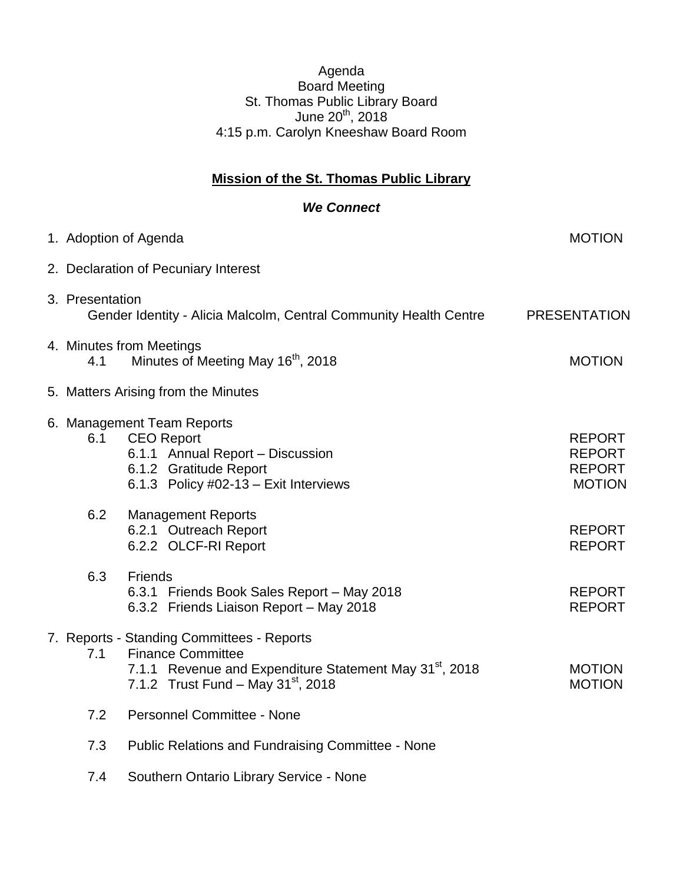Agenda
Board Meeting
St. Thomas Public Library Board
June 20th, 2018
4:15 p.m. Carolyn Kneeshaw Board Room

**Mission of the St. Thomas Public Library**

***We Connect***

| | | |
|---|---|---|
| 1. | Adoption of Agenda | MOTION |
| 2. | Declaration of Pecuniary Interest | |
| 3. | Presentation | |
| | Gender Identity - Alicia Malcolm, Central Community Health Centre | PRESENTATION |
| 4. | Minutes from Meetings | |
| 4.1 | Minutes of Meeting May 16th, 2018 | MOTION |
| 5. | Matters Arising from the Minutes | |
| 6. | Management Team Reports | |
| 6.1 | CEO Report | REPORT |
| 6.1.1 | Annual Report – Discussion | REPORT |
| 6.1.2 | Gratitude Report | REPORT |
| 6.1.3 | Policy #02-13 – Exit Interviews | MOTION |
| 6.2 | Management Reports | |
| 6.2.1 | Outreach Report | REPORT |
| 6.2.2 | OLCF-RI Report | REPORT |
| 6.3 | Friends | |
| 6.3.1 | Friends Book Sales Report – May 2018 | REPORT |
| 6.3.2 | Friends Liaison Report – May 2018 | REPORT |
| 7. | Reports - Standing Committees - Reports | |
| 7.1 | Finance Committee | |
| 7.1.1 | Revenue and Expenditure Statement May 31st, 2018 | MOTION |
| 7.1.2 | Trust Fund – May 31st, 2018 | MOTION |
| 7.2 | Personnel Committee - None | |
| 7.3 | Public Relations and Fundraising Committee - None | |
| 7.4 | Southern Ontario Library Service - None | |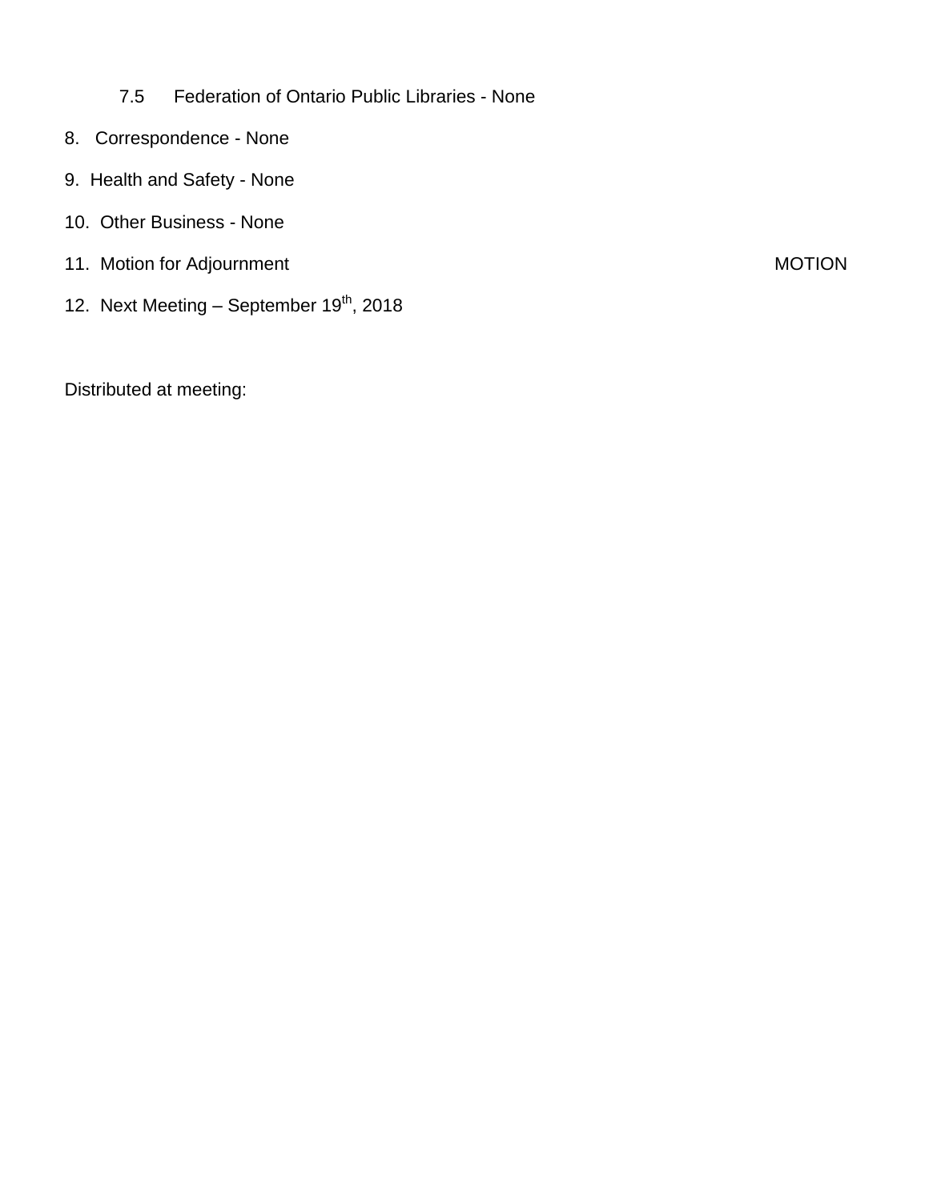7.5 Federation of Ontario Public Libraries - None

8. Correspondence - None

9. Health and Safety - None

10. Other Business - None

11. Motion for Adjournment MOTION

12. Next Meeting – September 19th, 2018

Distributed at meeting: